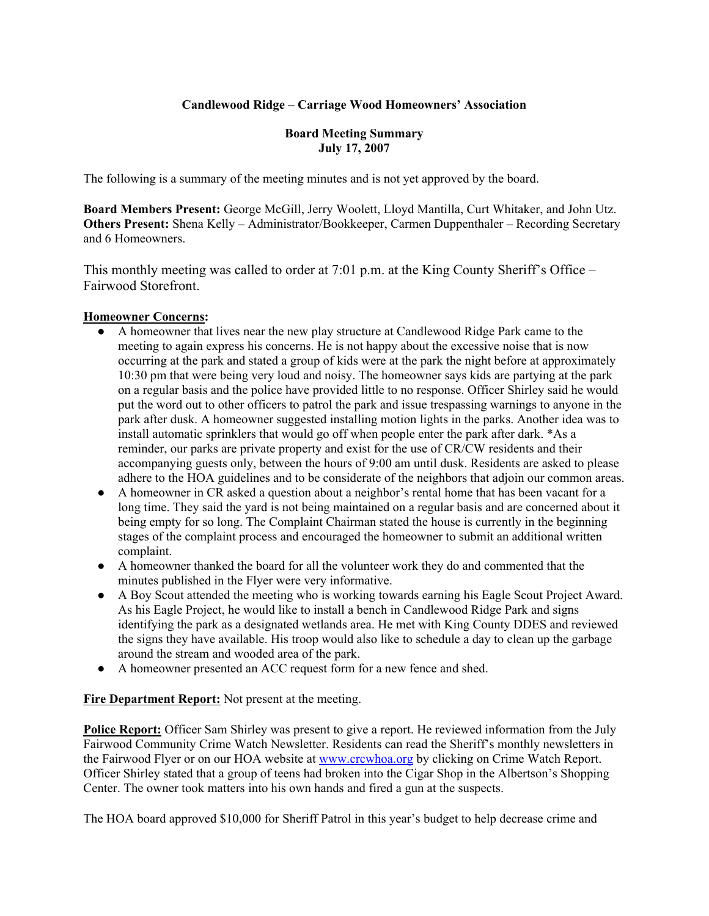**Candlewood Ridge – Carriage Wood Homeowners' Association**

**Board Meeting Summary**
**July 17, 2007**

The following is a summary of the meeting minutes and is not yet approved by the board.

**Board Members Present:** George McGill, Jerry Woolett, Lloyd Mantilla, Curt Whitaker, and John Utz.
**Others Present:** Shena Kelly – Administrator/Bookkeeper, Carmen Duppenthaler – Recording Secretary and 6 Homeowners.

This monthly meeting was called to order at 7:01 p.m. at the King County Sheriff's Office – Fairwood Storefront.

**Homeowner Concerns:**

- A homeowner that lives near the new play structure at Candlewood Ridge Park came to the meeting to again express his concerns. He is not happy about the excessive noise that is now occurring at the park and stated a group of kids were at the park the night before at approximately 10:30 pm that were being very loud and noisy. The homeowner says kids are partying at the park on a regular basis and the police have provided little to no response. Officer Shirley said he would put the word out to other officers to patrol the park and issue trespassing warnings to anyone in the park after dusk. A homeowner suggested installing motion lights in the parks. Another idea was to install automatic sprinklers that would go off when people enter the park after dark. *As a reminder, our parks are private property and exist for the use of CR/CW residents and their accompanying guests only, between the hours of 9:00 am until dusk. Residents are asked to please adhere to the HOA guidelines and to be considerate of the neighbors that adjoin our common areas.
- A homeowner in CR asked a question about a neighbor's rental home that has been vacant for a long time. They said the yard is not being maintained on a regular basis and are concerned about it being empty for so long. The Complaint Chairman stated the house is currently in the beginning stages of the complaint process and encouraged the homeowner to submit an additional written complaint.
- A homeowner thanked the board for all the volunteer work they do and commented that the minutes published in the Flyer were very informative.
- A Boy Scout attended the meeting who is working towards earning his Eagle Scout Project Award. As his Eagle Project, he would like to install a bench in Candlewood Ridge Park and signs identifying the park as a designated wetlands area. He met with King County DDES and reviewed the signs they have available. His troop would also like to schedule a day to clean up the garbage around the stream and wooded area of the park.
- A homeowner presented an ACC request form for a new fence and shed.

**Fire Department Report:** Not present at the meeting.

**Police Report:** Officer Sam Shirley was present to give a report. He reviewed information from the July Fairwood Community Crime Watch Newsletter. Residents can read the Sheriff's monthly newsletters in the Fairwood Flyer or on our HOA website at www.crcwhoa.org by clicking on Crime Watch Report. Officer Shirley stated that a group of teens had broken into the Cigar Shop in the Albertson's Shopping Center. The owner took matters into his own hands and fired a gun at the suspects.

The HOA board approved $10,000 for Sheriff Patrol in this year's budget to help decrease crime and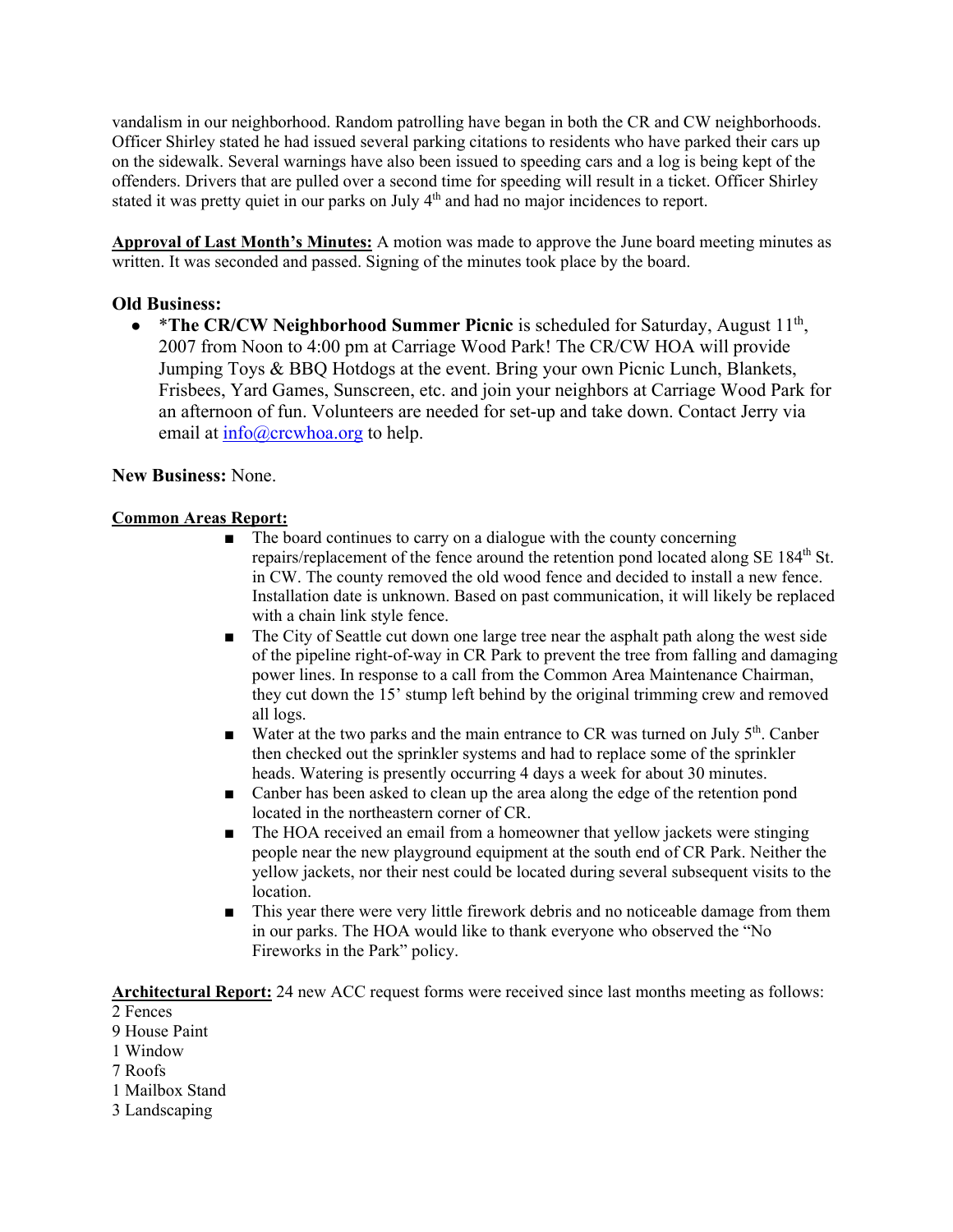vandalism in our neighborhood. Random patrolling have began in both the CR and CW neighborhoods. Officer Shirley stated he had issued several parking citations to residents who have parked their cars up on the sidewalk. Several warnings have also been issued to speeding cars and a log is being kept of the offenders. Drivers that are pulled over a second time for speeding will result in a ticket. Officer Shirley stated it was pretty quiet in our parks on July 4th and had no major incidences to report.

**Approval of Last Month's Minutes:** A motion was made to approve the June board meeting minutes as written. It was seconded and passed. Signing of the minutes took place by the board.

**Old Business:**

- *__The CR/CW Neighborhood Summer Picnic__ is scheduled for Saturday, August 11th, 2007 from Noon to 4:00 pm at Carriage Wood Park! The CR/CW HOA will provide Jumping Toys & BBQ Hotdogs at the event. Bring your own Picnic Lunch, Blankets, Frisbees, Yard Games, Sunscreen, etc. and join your neighbors at Carriage Wood Park for an afternoon of fun. Volunteers are needed for set-up and take down. Contact Jerry via email at info@crcwhoa.org to help.

**New Business:** None.

**Common Areas Report:**

- The board continues to carry on a dialogue with the county concerning repairs/replacement of the fence around the retention pond located along SE 184th St. in CW. The county removed the old wood fence and decided to install a new fence. Installation date is unknown. Based on past communication, it will likely be replaced with a chain link style fence.
- The City of Seattle cut down one large tree near the asphalt path along the west side of the pipeline right-of-way in CR Park to prevent the tree from falling and damaging power lines. In response to a call from the Common Area Maintenance Chairman, they cut down the 15' stump left behind by the original trimming crew and removed all logs.
- Water at the two parks and the main entrance to CR was turned on July 5th. Canber then checked out the sprinkler systems and had to replace some of the sprinkler heads. Watering is presently occurring 4 days a week for about 30 minutes.
- Canber has been asked to clean up the area along the edge of the retention pond located in the northeastern corner of CR.
- The HOA received an email from a homeowner that yellow jackets were stinging people near the new playground equipment at the south end of CR Park. Neither the yellow jackets, nor their nest could be located during several subsequent visits to the location.
- This year there were very little firework debris and no noticeable damage from them in our parks. The HOA would like to thank everyone who observed the "No Fireworks in the Park" policy.

**Architectural Report:** 24 new ACC request forms were received since last months meeting as follows:

2 Fences
9 House Paint
1 Window
7 Roofs
1 Mailbox Stand
3 Landscaping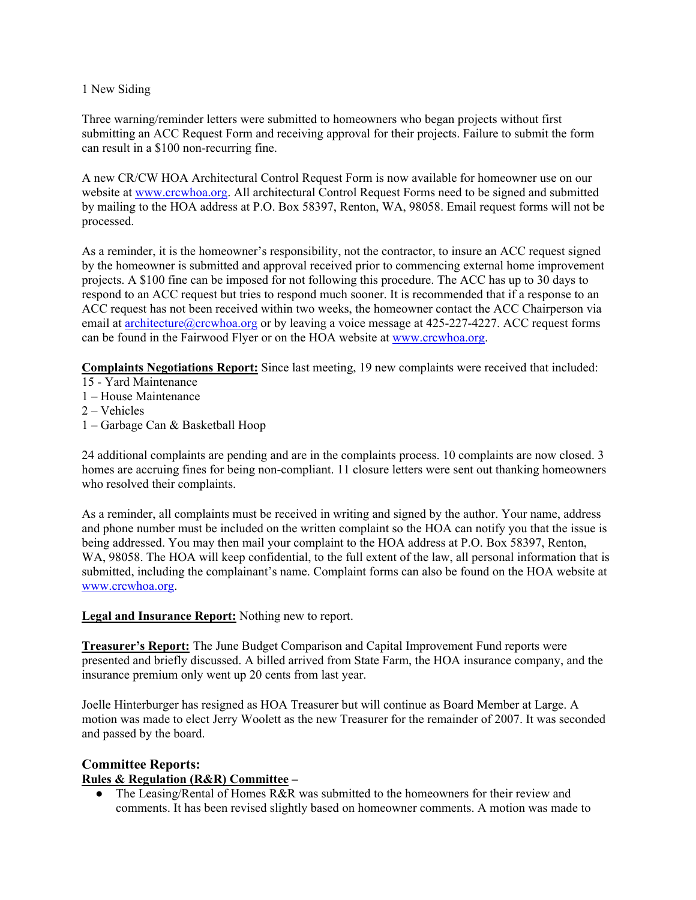1 New Siding

Three warning/reminder letters were submitted to homeowners who began projects without first submitting an ACC Request Form and receiving approval for their projects. Failure to submit the form can result in a $100 non-recurring fine.

A new CR/CW HOA Architectural Control Request Form is now available for homeowner use on our website at www.crcwhoa.org. All architectural Control Request Forms need to be signed and submitted by mailing to the HOA address at P.O. Box 58397, Renton, WA, 98058. Email request forms will not be processed.

As a reminder, it is the homeowner's responsibility, not the contractor, to insure an ACC request signed by the homeowner is submitted and approval received prior to commencing external home improvement projects. A $100 fine can be imposed for not following this procedure. The ACC has up to 30 days to respond to an ACC request but tries to respond much sooner. It is recommended that if a response to an ACC request has not been received within two weeks, the homeowner contact the ACC Chairperson via email at architecture@crcwhoa.org or by leaving a voice message at 425-227-4227. ACC request forms can be found in the Fairwood Flyer or on the HOA website at www.crcwhoa.org.

**Complaints Negotiations Report:** Since last meeting, 19 new complaints were received that included:
15 - Yard Maintenance
1 – House Maintenance
2 – Vehicles
1 – Garbage Can & Basketball Hoop

24 additional complaints are pending and are in the complaints process. 10 complaints are now closed. 3 homes are accruing fines for being non-compliant. 11 closure letters were sent out thanking homeowners who resolved their complaints.

As a reminder, all complaints must be received in writing and signed by the author. Your name, address and phone number must be included on the written complaint so the HOA can notify you that the issue is being addressed. You may then mail your complaint to the HOA address at P.O. Box 58397, Renton, WA, 98058. The HOA will keep confidential, to the full extent of the law, all personal information that is submitted, including the complainant's name. Complaint forms can also be found on the HOA website at www.crcwhoa.org.

**Legal and Insurance Report:** Nothing new to report.

**Treasurer's Report:** The June Budget Comparison and Capital Improvement Fund reports were presented and briefly discussed. A billed arrived from State Farm, the HOA insurance company, and the insurance premium only went up 20 cents from last year.

Joelle Hinterburger has resigned as HOA Treasurer but will continue as Board Member at Large. A motion was made to elect Jerry Woolett as the new Treasurer for the remainder of 2007. It was seconded and passed by the board.

## Committee Reports:

**Rules & Regulation (R&R) Committee –**

- The Leasing/Rental of Homes R&R was submitted to the homeowners for their review and comments. It has been revised slightly based on homeowner comments. A motion was made to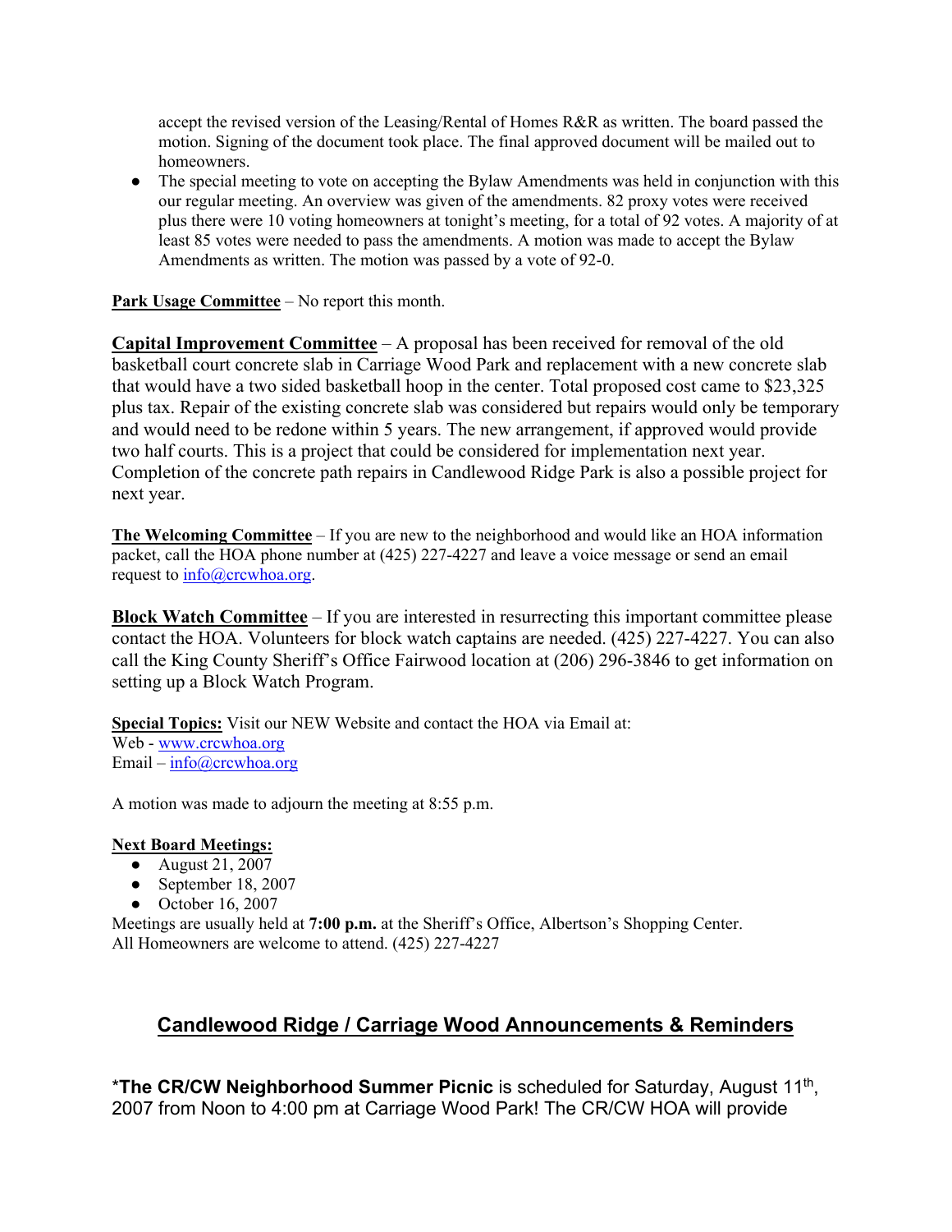accept the revised version of the Leasing/Rental of Homes R&R as written. The board passed the motion. Signing of the document took place. The final approved document will be mailed out to homeowners.

- The special meeting to vote on accepting the Bylaw Amendments was held in conjunction with this our regular meeting. An overview was given of the amendments. 82 proxy votes were received plus there were 10 voting homeowners at tonight's meeting, for a total of 92 votes. A majority of at least 85 votes were needed to pass the amendments. A motion was made to accept the Bylaw Amendments as written. The motion was passed by a vote of 92-0.

**Park Usage Committee** – No report this month.

**Capital Improvement Committee** – A proposal has been received for removal of the old basketball court concrete slab in Carriage Wood Park and replacement with a new concrete slab that would have a two sided basketball hoop in the center. Total proposed cost came to $23,325 plus tax. Repair of the existing concrete slab was considered but repairs would only be temporary and would need to be redone within 5 years. The new arrangement, if approved would provide two half courts. This is a project that could be considered for implementation next year. Completion of the concrete path repairs in Candlewood Ridge Park is also a possible project for next year.

**The Welcoming Committee** – If you are new to the neighborhood and would like an HOA information packet, call the HOA phone number at (425) 227-4227 and leave a voice message or send an email request to info@crcwhoa.org.

**Block Watch Committee** – If you are interested in resurrecting this important committee please contact the HOA. Volunteers for block watch captains are needed. (425) 227-4227. You can also call the King County Sheriff's Office Fairwood location at (206) 296-3846 to get information on setting up a Block Watch Program.

**Special Topics:** Visit our NEW Website and contact the HOA via Email at:
Web - www.crcwhoa.org
Email – info@crcwhoa.org

A motion was made to adjourn the meeting at 8:55 p.m.

**Next Board Meetings:**

- August 21, 2007
- September 18, 2007
- October 16, 2007

Meetings are usually held at **7:00 p.m.** at the Sheriff's Office, Albertson's Shopping Center.
All Homeowners are welcome to attend. (425) 227-4227

## Candlewood Ridge / Carriage Wood Announcements & Reminders

***The CR/CW Neighborhood Summer Picnic** is scheduled for Saturday, August 11th, 2007 from Noon to 4:00 pm at Carriage Wood Park! The CR/CW HOA will provide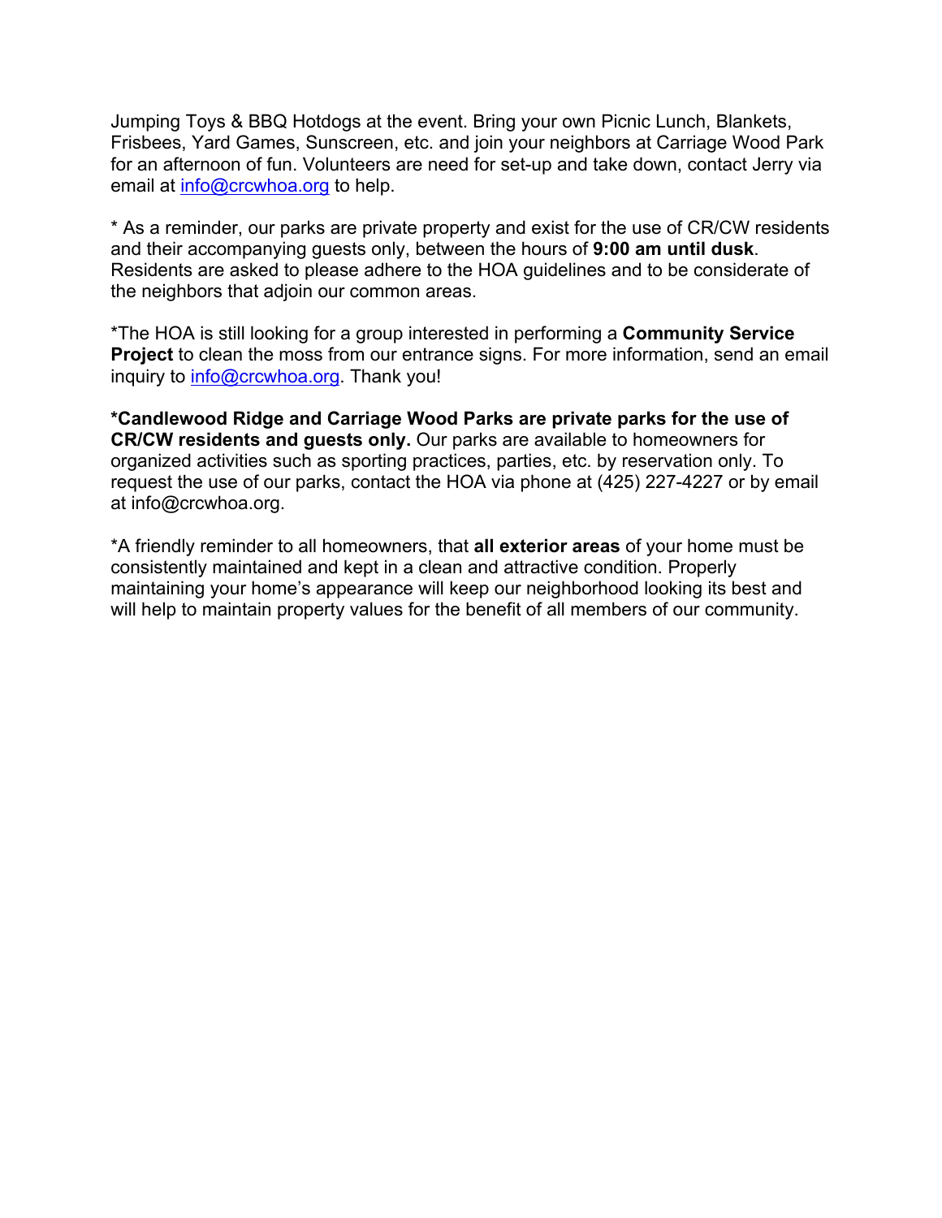Jumping Toys & BBQ Hotdogs at the event. Bring your own Picnic Lunch, Blankets, Frisbees, Yard Games, Sunscreen, etc. and join your neighbors at Carriage Wood Park for an afternoon of fun. Volunteers are need for set-up and take down, contact Jerry via email at info@crcwhoa.org to help.

* As a reminder, our parks are private property and exist for the use of CR/CW residents and their accompanying guests only, between the hours of **9:00 am until dusk**. Residents are asked to please adhere to the HOA guidelines and to be considerate of the neighbors that adjoin our common areas.

*The HOA is still looking for a group interested in performing a **Community Service Project** to clean the moss from our entrance signs. For more information, send an email inquiry to info@crcwhoa.org. Thank you!

**\*Candlewood Ridge and Carriage Wood Parks are private parks for the use of CR/CW residents and guests only.** Our parks are available to homeowners for organized activities such as sporting practices, parties, etc. by reservation only. To request the use of our parks, contact the HOA via phone at (425) 227-4227 or by email at info@crcwhoa.org.

*A friendly reminder to all homeowners, that **all exterior areas** of your home must be consistently maintained and kept in a clean and attractive condition. Properly maintaining your home's appearance will keep our neighborhood looking its best and will help to maintain property values for the benefit of all members of our community.